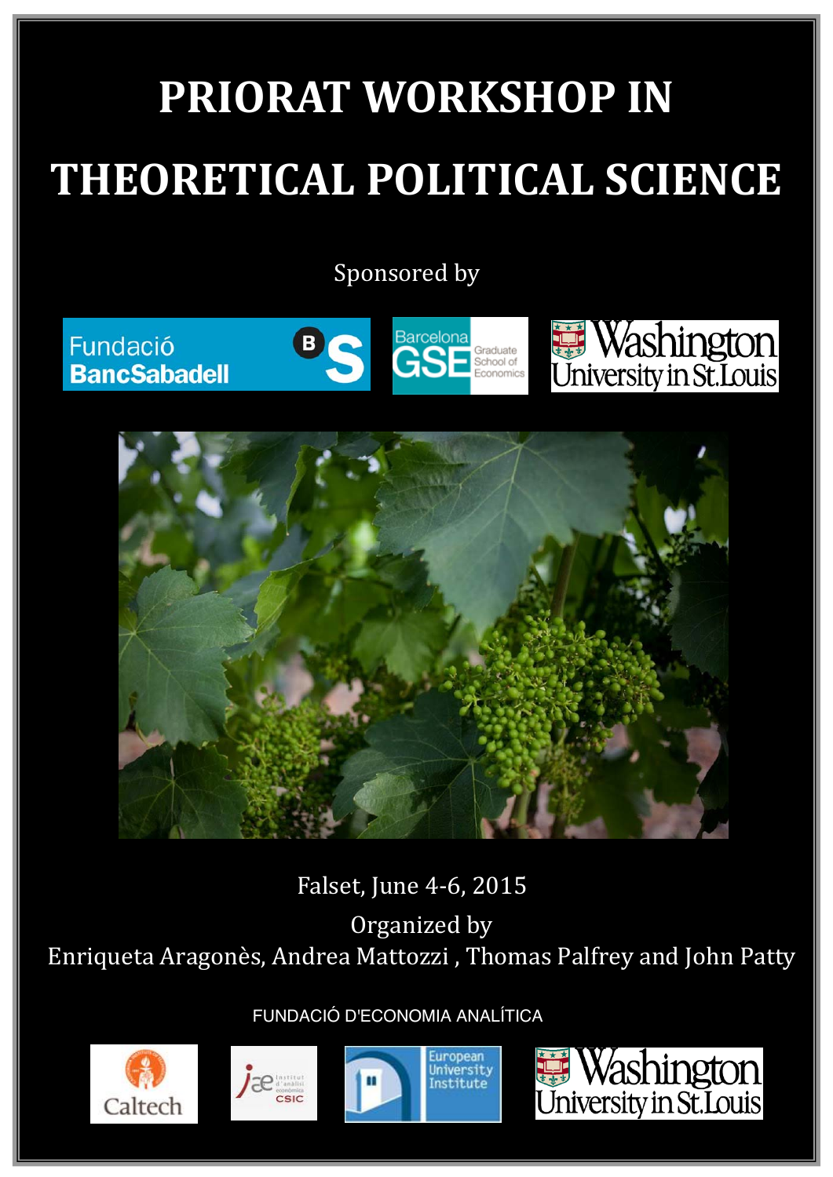# PRIORAT WORKSHOP IN THEORETICAL POLITICAL SCIENCE

Sponsored by

Fundació BancSabadell

Barcelona GSE Graduate School of Economics

Washington University in St.Louis

Falset, June 4-6, 2015

Organized by

Enriqueta Aragonès, Andrea Mattozzi , Thomas Palfrey and John Patty

FUNDACIÓ D'ECONOMIA ANALÍTICA

Caltech

iae Institut d'anàlisi econòmica CSIC

European University Institute

Washington University in St.Louis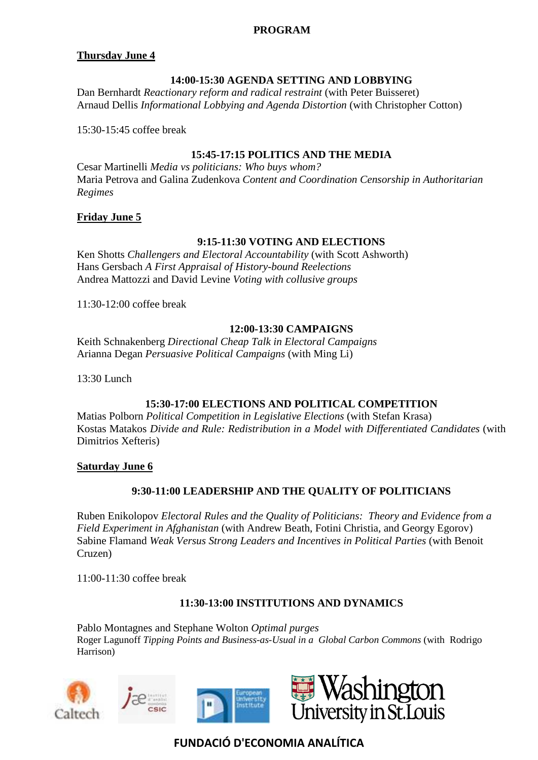# PROGRAM

## Thursday June 4

### 14:00-15:30 AGENDA SETTING AND LOBBYING

Dan Bernhardt *Reactionary reform and radical restraint* (with Peter Buisseret)
Arnaud Dellis *Informational Lobbying and Agenda Distortion* (with Christopher Cotton)

15:30-15:45 coffee break

### 15:45-17:15 POLITICS AND THE MEDIA

Cesar Martinelli *Media vs politicians: Who buys whom?*
Maria Petrova and Galina Zudenkova *Content and Coordination Censorship in Authoritarian Regimes*

## Friday June 5

### 9:15-11:30 VOTING AND ELECTIONS

Ken Shotts *Challengers and Electoral Accountability* (with Scott Ashworth)
Hans Gersbach *A First Appraisal of History-bound Reelections*
Andrea Mattozzi and David Levine *Voting with collusive groups*

11:30-12:00 coffee break

### 12:00-13:30 CAMPAIGNS

Keith Schnakenberg *Directional Cheap Talk in Electoral Campaigns*
Arianna Degan *Persuasive Political Campaigns* (with Ming Li)

13:30 Lunch

### 15:30-17:00 ELECTIONS AND POLITICAL COMPETITION

Matias Polborn *Political Competition in Legislative Elections* (with Stefan Krasa)
Kostas Matakos *Divide and Rule: Redistribution in a Model with Differentiated Candidates* (with Dimitrios Xefteris)

## Saturday June 6

### 9:30-11:00 LEADERSHIP AND THE QUALITY OF POLITICIANS

Ruben Enikolopov *Electoral Rules and the Quality of Politicians: Theory and Evidence from a Field Experiment in Afghanistan* (with Andrew Beath, Fotini Christia, and Georgy Egorov)
Sabine Flamand *Weak Versus Strong Leaders and Incentives in Political Parties* (with Benoit Cruzen)

11:00-11:30 coffee break

### 11:30-13:00 INSTITUTIONS AND DYNAMICS

Pablo Montagnes and Stephane Wolton *Optimal purges*
Roger Lagunoff *Tipping Points and Business-as-Usual in a Global Carbon Commons* (with Rodrigo Harrison)

Caltech | iae CSIC | European University Institute | Washington University in St.Louis

**FUNDACIÓ D'ECONOMIA ANALÍTICA**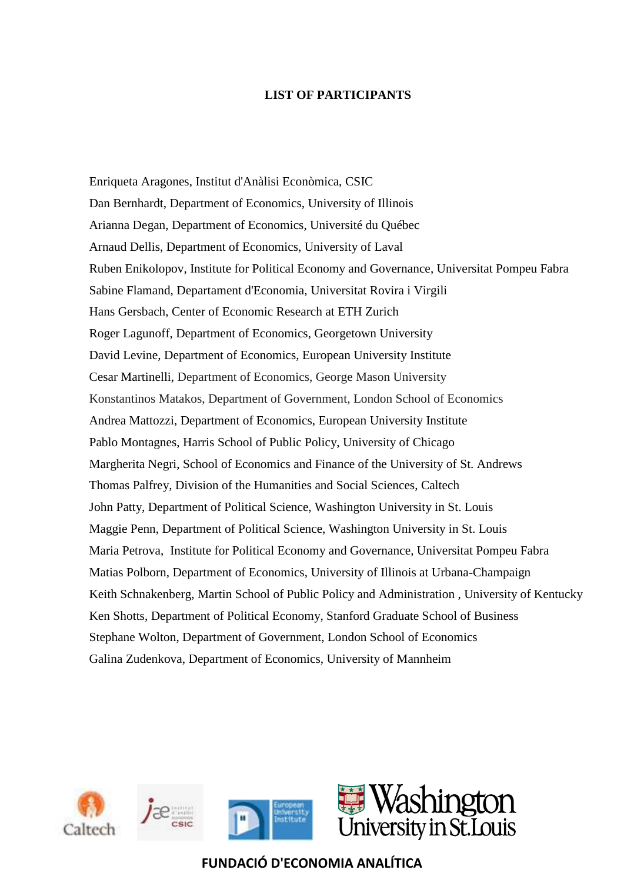## LIST OF PARTICIPANTS

Enriqueta Aragones, Institut d'Anàlisi Econòmica, CSIC

Dan Bernhardt, Department of Economics, University of Illinois

Arianna Degan, Department of Economics, Université du Québec

Arnaud Dellis, Department of Economics, University of Laval

Ruben Enikolopov, Institute for Political Economy and Governance, Universitat Pompeu Fabra

Sabine Flamand, Departament d'Economia, Universitat Rovira i Virgili

Hans Gersbach, Center of Economic Research at ETH Zurich

Roger Lagunoff, Department of Economics, Georgetown University

David Levine, Department of Economics, European University Institute

Cesar Martinelli, Department of Economics, George Mason University

Konstantinos Matakos, Department of Government, London School of Economics

Andrea Mattozzi, Department of Economics, European University Institute

Pablo Montagnes, Harris School of Public Policy, University of Chicago

Margherita Negri, School of Economics and Finance of the University of St. Andrews

Thomas Palfrey, Division of the Humanities and Social Sciences, Caltech

John Patty, Department of Political Science, Washington University in St. Louis

Maggie Penn, Department of Political Science, Washington University in St. Louis

Maria Petrova, Institute for Political Economy and Governance, Universitat Pompeu Fabra

Matias Polborn, Department of Economics, University of Illinois at Urbana-Champaign

Keith Schnakenberg, Martin School of Public Policy and Administration , University of Kentucky

Ken Shotts, Department of Political Economy, Stanford Graduate School of Business

Stephane Wolton, Department of Government, London School of Economics

Galina Zudenkova, Department of Economics, University of Mannheim

Caltech

iae Institut d'anàlisi econòmica CSIC

European University Institute

Washington University in St.Louis

**FUNDACIÓ D'ECONOMIA ANALÍTICA**